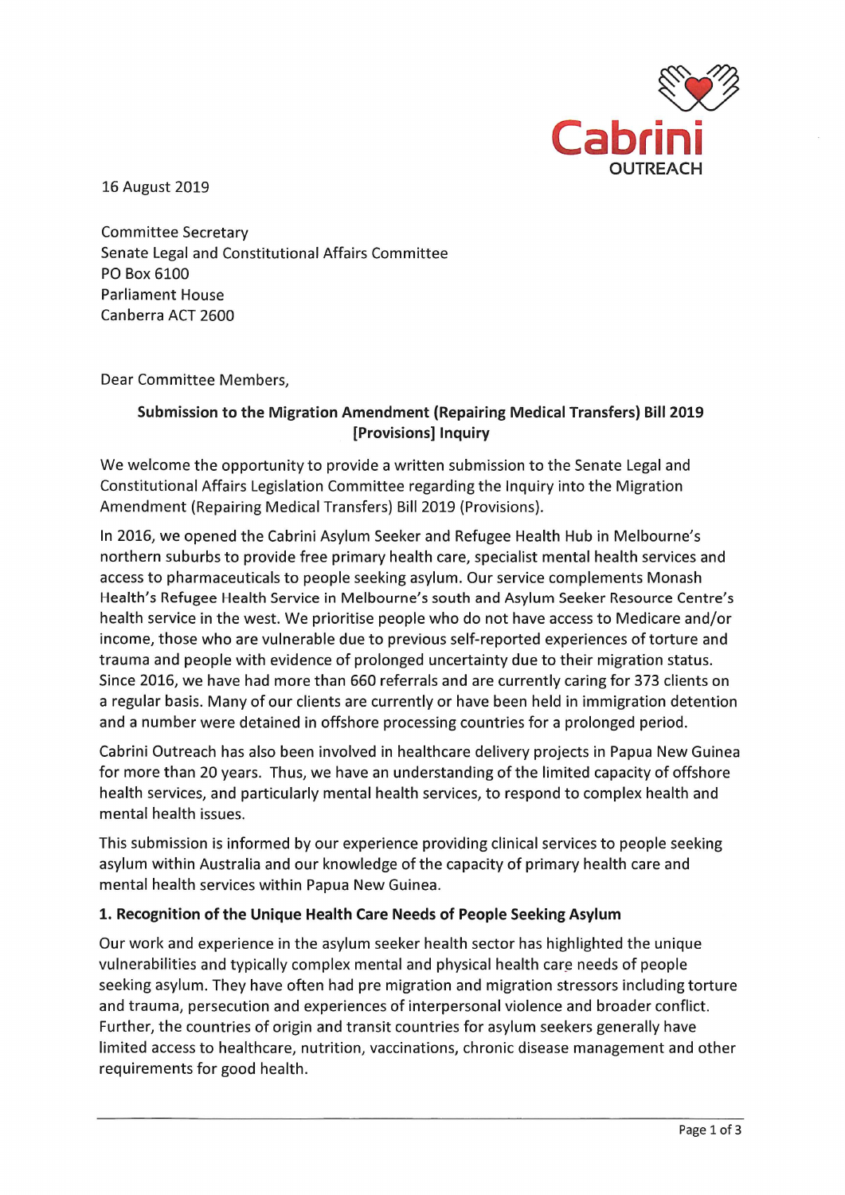Cabrini OUTREACH

16 August 2019

Committee Secretary
Senate Legal and Constitutional Affairs Committee
PO Box 6100
Parliament House
Canberra ACT 2600

Dear Committee Members,

**Submission to the Migration Amendment (Repairing Medical Transfers) Bill 2019 [Provisions] Inquiry**

We welcome the opportunity to provide a written submission to the Senate Legal and Constitutional Affairs Legislation Committee regarding the Inquiry into the Migration Amendment (Repairing Medical Transfers) Bill 2019 (Provisions).

In 2016, we opened the Cabrini Asylum Seeker and Refugee Health Hub in Melbourne's northern suburbs to provide free primary health care, specialist mental health services and access to pharmaceuticals to people seeking asylum. Our service complements Monash Health's Refugee Health Service in Melbourne's south and Asylum Seeker Resource Centre's health service in the west. We prioritise people who do not have access to Medicare and/or income, those who are vulnerable due to previous self-reported experiences of torture and trauma and people with evidence of prolonged uncertainty due to their migration status. Since 2016, we have had more than 660 referrals and are currently caring for 373 clients on a regular basis. Many of our clients are currently or have been held in immigration detention and a number were detained in offshore processing countries for a prolonged period.

Cabrini Outreach has also been involved in healthcare delivery projects in Papua New Guinea for more than 20 years. Thus, we have an understanding of the limited capacity of offshore health services, and particularly mental health services, to respond to complex health and mental health issues.

This submission is informed by our experience providing clinical services to people seeking asylum within Australia and our knowledge of the capacity of primary health care and mental health services within Papua New Guinea.

### 1. Recognition of the Unique Health Care Needs of People Seeking Asylum

Our work and experience in the asylum seeker health sector has highlighted the unique vulnerabilities and typically complex mental and physical health care needs of people seeking asylum. They have often had pre migration and migration stressors including torture and trauma, persecution and experiences of interpersonal violence and broader conflict. Further, the countries of origin and transit countries for asylum seekers generally have limited access to healthcare, nutrition, vaccinations, chronic disease management and other requirements for good health.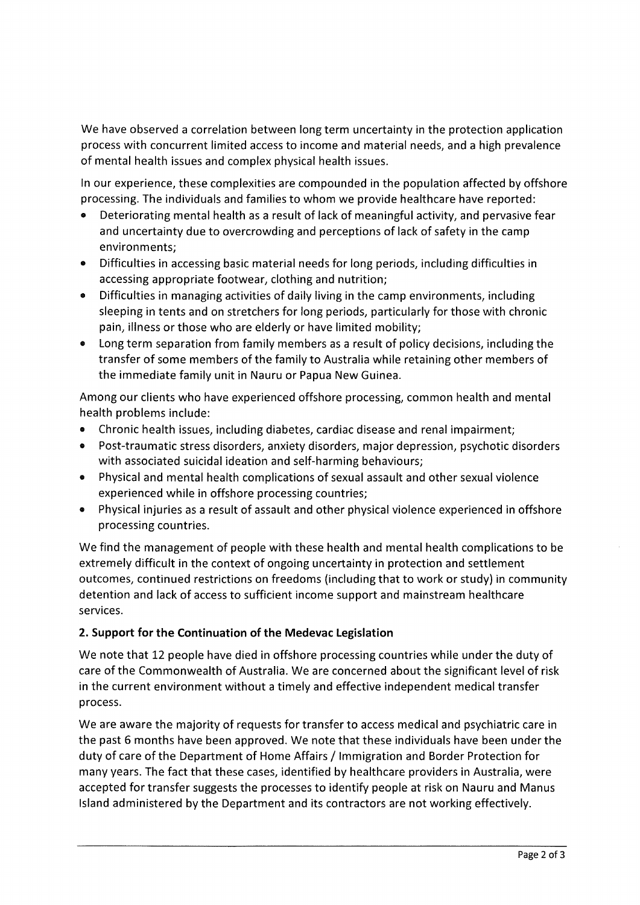We have observed a correlation between long term uncertainty in the protection application process with concurrent limited access to income and material needs, and a high prevalence of mental health issues and complex physical health issues.

In our experience, these complexities are compounded in the population affected by offshore processing. The individuals and families to whom we provide healthcare have reported:

- Deteriorating mental health as a result of lack of meaningful activity, and pervasive fear and uncertainty due to overcrowding and perceptions of lack of safety in the camp environments;
- Difficulties in accessing basic material needs for long periods, including difficulties in accessing appropriate footwear, clothing and nutrition;
- Difficulties in managing activities of daily living in the camp environments, including sleeping in tents and on stretchers for long periods, particularly for those with chronic pain, illness or those who are elderly or have limited mobility;
- Long term separation from family members as a result of policy decisions, including the transfer of some members of the family to Australia while retaining other members of the immediate family unit in Nauru or Papua New Guinea.

Among our clients who have experienced offshore processing, common health and mental health problems include:

- Chronic health issues, including diabetes, cardiac disease and renal impairment;
- Post-traumatic stress disorders, anxiety disorders, major depression, psychotic disorders with associated suicidal ideation and self-harming behaviours;
- Physical and mental health complications of sexual assault and other sexual violence experienced while in offshore processing countries;
- Physical injuries as a result of assault and other physical violence experienced in offshore processing countries.

We find the management of people with these health and mental health complications to be extremely difficult in the context of ongoing uncertainty in protection and settlement outcomes, continued restrictions on freedoms (including that to work or study) in community detention and lack of access to sufficient income support and mainstream healthcare services.

**2. Support for the Continuation of the Medevac Legislation**

We note that 12 people have died in offshore processing countries while under the duty of care of the Commonwealth of Australia. We are concerned about the significant level of risk in the current environment without a timely and effective independent medical transfer process.

We are aware the majority of requests for transfer to access medical and psychiatric care in the past 6 months have been approved. We note that these individuals have been under the duty of care of the Department of Home Affairs / Immigration and Border Protection for many years. The fact that these cases, identified by healthcare providers in Australia, were accepted for transfer suggests the processes to identify people at risk on Nauru and Manus Island administered by the Department and its contractors are not working effectively.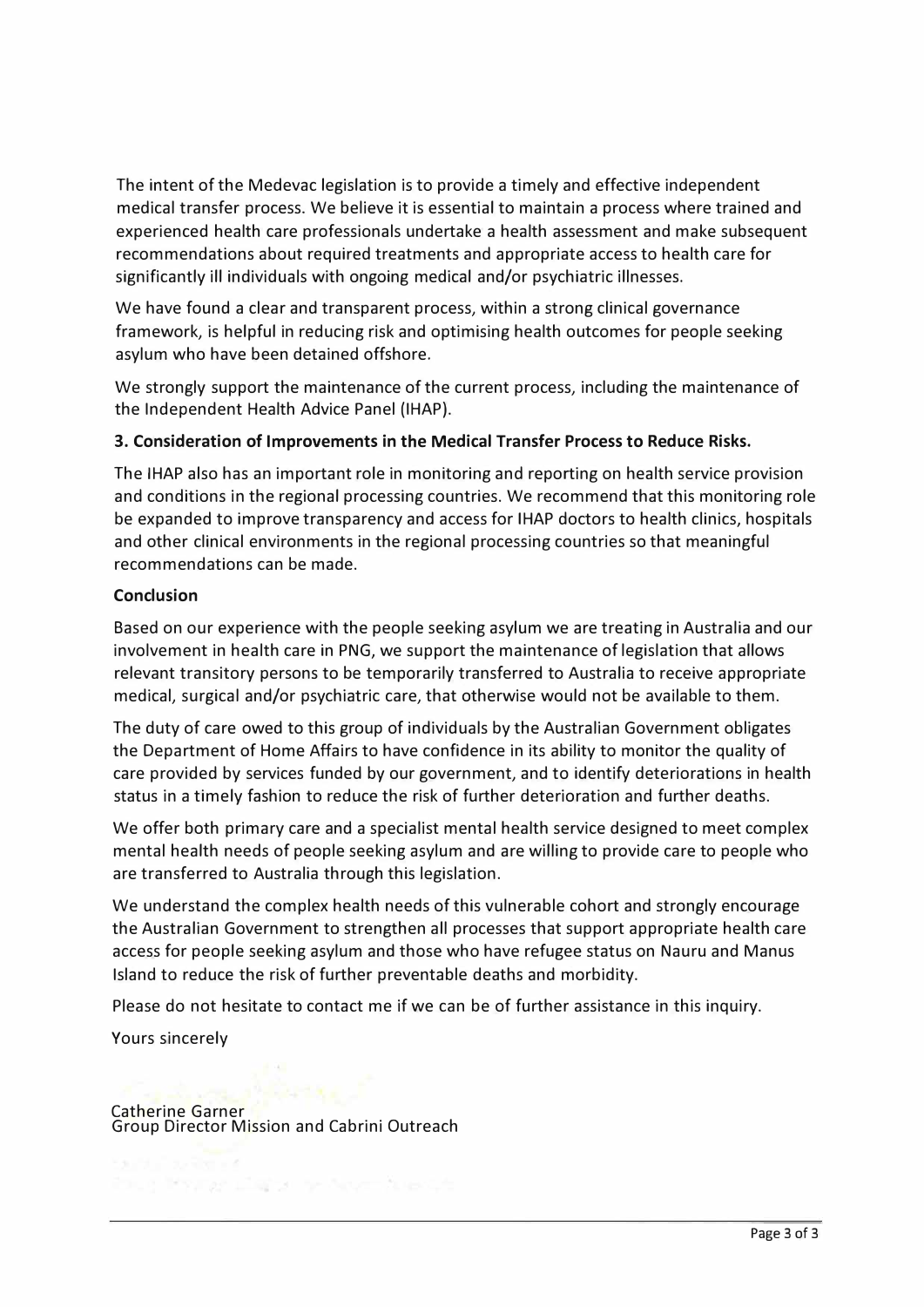The intent of the Medevac legislation is to provide a timely and effective independent medical transfer process. We believe it is essential to maintain a process where trained and experienced health care professionals undertake a health assessment and make subsequent recommendations about required treatments and appropriate access to health care for significantly ill individuals with ongoing medical and/or psychiatric illnesses.

We have found a clear and transparent process, within a strong clinical governance framework, is helpful in reducing risk and optimising health outcomes for people seeking asylum who have been detained offshore.

We strongly support the maintenance of the current process, including the maintenance of the Independent Health Advice Panel (IHAP).

**3. Consideration of Improvements in the Medical Transfer Process to Reduce Risks.**

The IHAP also has an important role in monitoring and reporting on health service provision and conditions in the regional processing countries. We recommend that this monitoring role be expanded to improve transparency and access for IHAP doctors to health clinics, hospitals and other clinical environments in the regional processing countries so that meaningful recommendations can be made.

**Conclusion**

Based on our experience with the people seeking asylum we are treating in Australia and our involvement in health care in PNG, we support the maintenance of legislation that allows relevant transitory persons to be temporarily transferred to Australia to receive appropriate medical, surgical and/or psychiatric care, that otherwise would not be available to them.

The duty of care owed to this group of individuals by the Australian Government obligates the Department of Home Affairs to have confidence in its ability to monitor the quality of care provided by services funded by our government, and to identify deteriorations in health status in a timely fashion to reduce the risk of further deterioration and further deaths.

We offer both primary care and a specialist mental health service designed to meet complex mental health needs of people seeking asylum and are willing to provide care to people who are transferred to Australia through this legislation.

We understand the complex health needs of this vulnerable cohort and strongly encourage the Australian Government to strengthen all processes that support appropriate health care access for people seeking asylum and those who have refugee status on Nauru and Manus Island to reduce the risk of further preventable deaths and morbidity.

Please do not hesitate to contact me if we can be of further assistance in this inquiry.

Yours sincerely

Catherine Garner
Group Director Mission and Cabrini Outreach